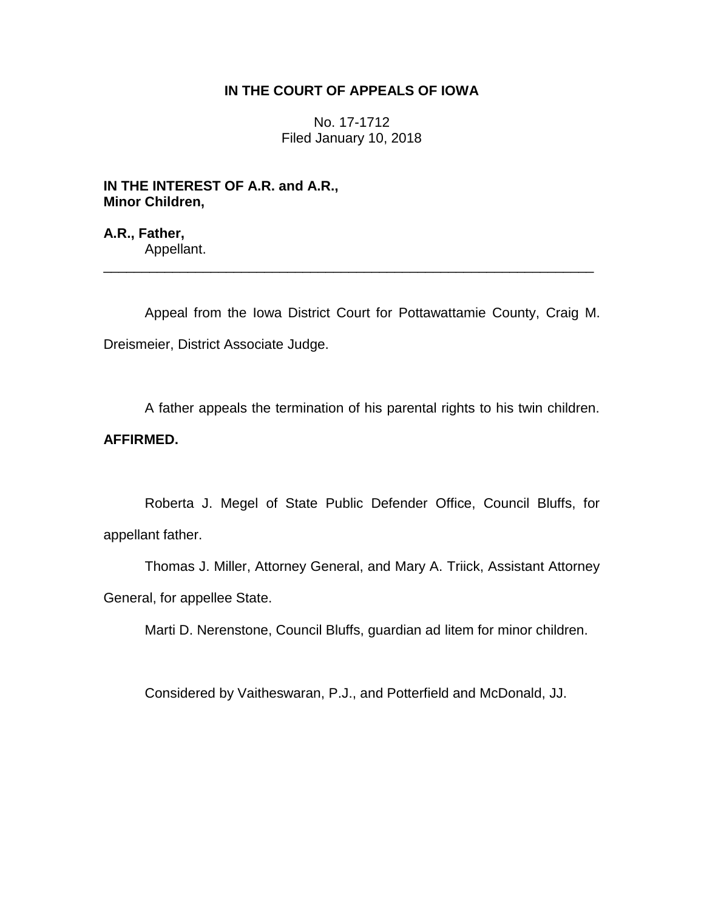# IN THE COURT OF APPEALS OF IOWA

No. 17-1712
Filed January 10, 2018

**IN THE INTEREST OF A.R. and A.R., Minor Children,**

**A.R., Father,**
Appellant.

---

Appeal from the Iowa District Court for Pottawattamie County, Craig M. Dreismeier, District Associate Judge.

A father appeals the termination of his parental rights to his twin children. **AFFIRMED.**

Roberta J. Megel of State Public Defender Office, Council Bluffs, for appellant father.

Thomas J. Miller, Attorney General, and Mary A. Triick, Assistant Attorney General, for appellee State.

Marti D. Nerenstone, Council Bluffs, guardian ad litem for minor children.

Considered by Vaitheswaran, P.J., and Potterfield and McDonald, JJ.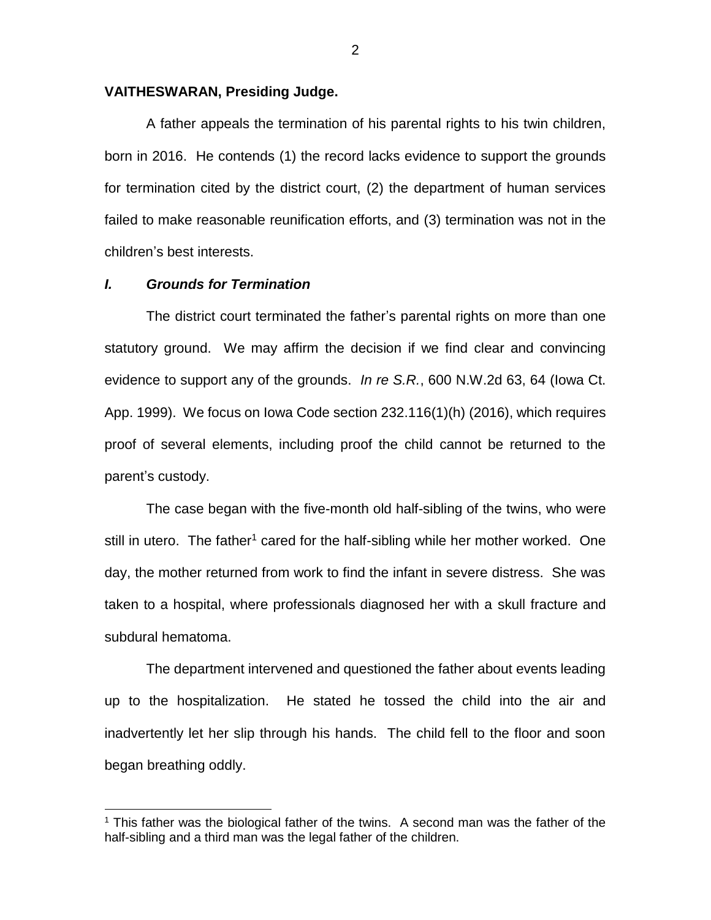**VAITHESWARAN, Presiding Judge.**

A father appeals the termination of his parental rights to his twin children, born in 2016. He contends (1) the record lacks evidence to support the grounds for termination cited by the district court, (2) the department of human services failed to make reasonable reunification efforts, and (3) termination was not in the children's best interests.

### *I. Grounds for Termination*

The district court terminated the father's parental rights on more than one statutory ground. We may affirm the decision if we find clear and convincing evidence to support any of the grounds. *In re S.R.*, 600 N.W.2d 63, 64 (Iowa Ct. App. 1999). We focus on Iowa Code section 232.116(1)(h) (2016), which requires proof of several elements, including proof the child cannot be returned to the parent's custody.

The case began with the five-month old half-sibling of the twins, who were still in utero. The father[1] cared for the half-sibling while her mother worked. One day, the mother returned from work to find the infant in severe distress. She was taken to a hospital, where professionals diagnosed her with a skull fracture and subdural hematoma.

The department intervened and questioned the father about events leading up to the hospitalization. He stated he tossed the child into the air and inadvertently let her slip through his hands. The child fell to the floor and soon began breathing oddly.

[1] This father was the biological father of the twins. A second man was the father of the half-sibling and a third man was the legal father of the children.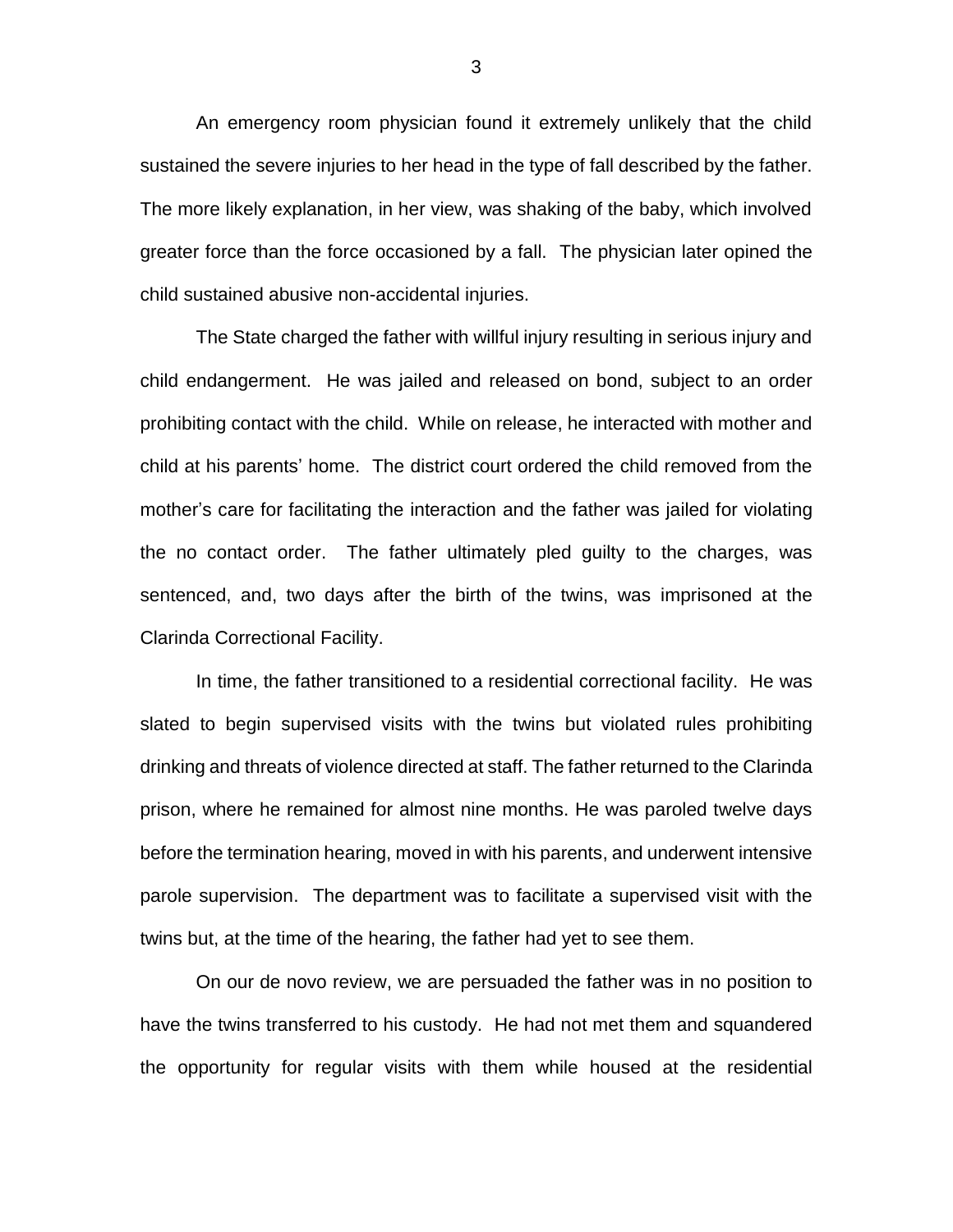An emergency room physician found it extremely unlikely that the child sustained the severe injuries to her head in the type of fall described by the father. The more likely explanation, in her view, was shaking of the baby, which involved greater force than the force occasioned by a fall. The physician later opined the child sustained abusive non-accidental injuries.

The State charged the father with willful injury resulting in serious injury and child endangerment. He was jailed and released on bond, subject to an order prohibiting contact with the child. While on release, he interacted with mother and child at his parents' home. The district court ordered the child removed from the mother's care for facilitating the interaction and the father was jailed for violating the no contact order. The father ultimately pled guilty to the charges, was sentenced, and, two days after the birth of the twins, was imprisoned at the Clarinda Correctional Facility.

In time, the father transitioned to a residential correctional facility. He was slated to begin supervised visits with the twins but violated rules prohibiting drinking and threats of violence directed at staff. The father returned to the Clarinda prison, where he remained for almost nine months. He was paroled twelve days before the termination hearing, moved in with his parents, and underwent intensive parole supervision. The department was to facilitate a supervised visit with the twins but, at the time of the hearing, the father had yet to see them.

On our de novo review, we are persuaded the father was in no position to have the twins transferred to his custody. He had not met them and squandered the opportunity for regular visits with them while housed at the residential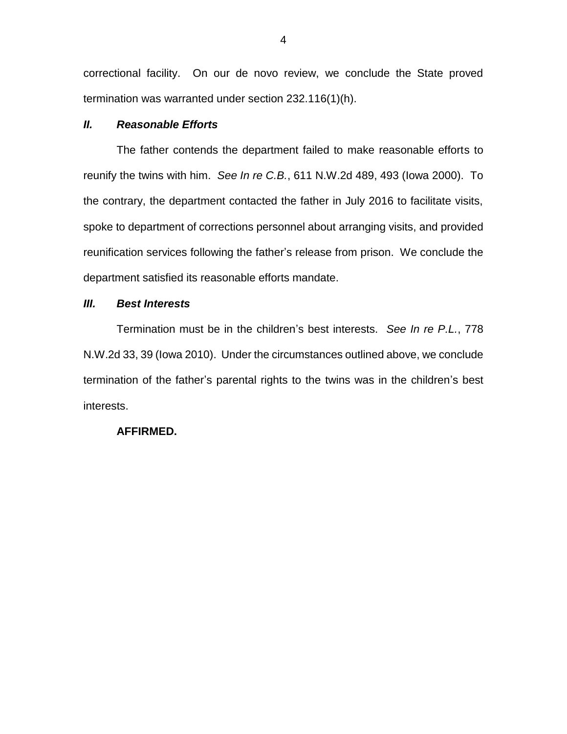correctional facility. On our de novo review, we conclude the State proved termination was warranted under section 232.116(1)(h).

### ***II. Reasonable Efforts***

The father contends the department failed to make reasonable efforts to reunify the twins with him. *See In re C.B.*, 611 N.W.2d 489, 493 (Iowa 2000). To the contrary, the department contacted the father in July 2016 to facilitate visits, spoke to department of corrections personnel about arranging visits, and provided reunification services following the father's release from prison. We conclude the department satisfied its reasonable efforts mandate.

### ***III. Best Interests***

Termination must be in the children's best interests. *See In re P.L.*, 778 N.W.2d 33, 39 (Iowa 2010). Under the circumstances outlined above, we conclude termination of the father's parental rights to the twins was in the children's best interests.

**AFFIRMED.**